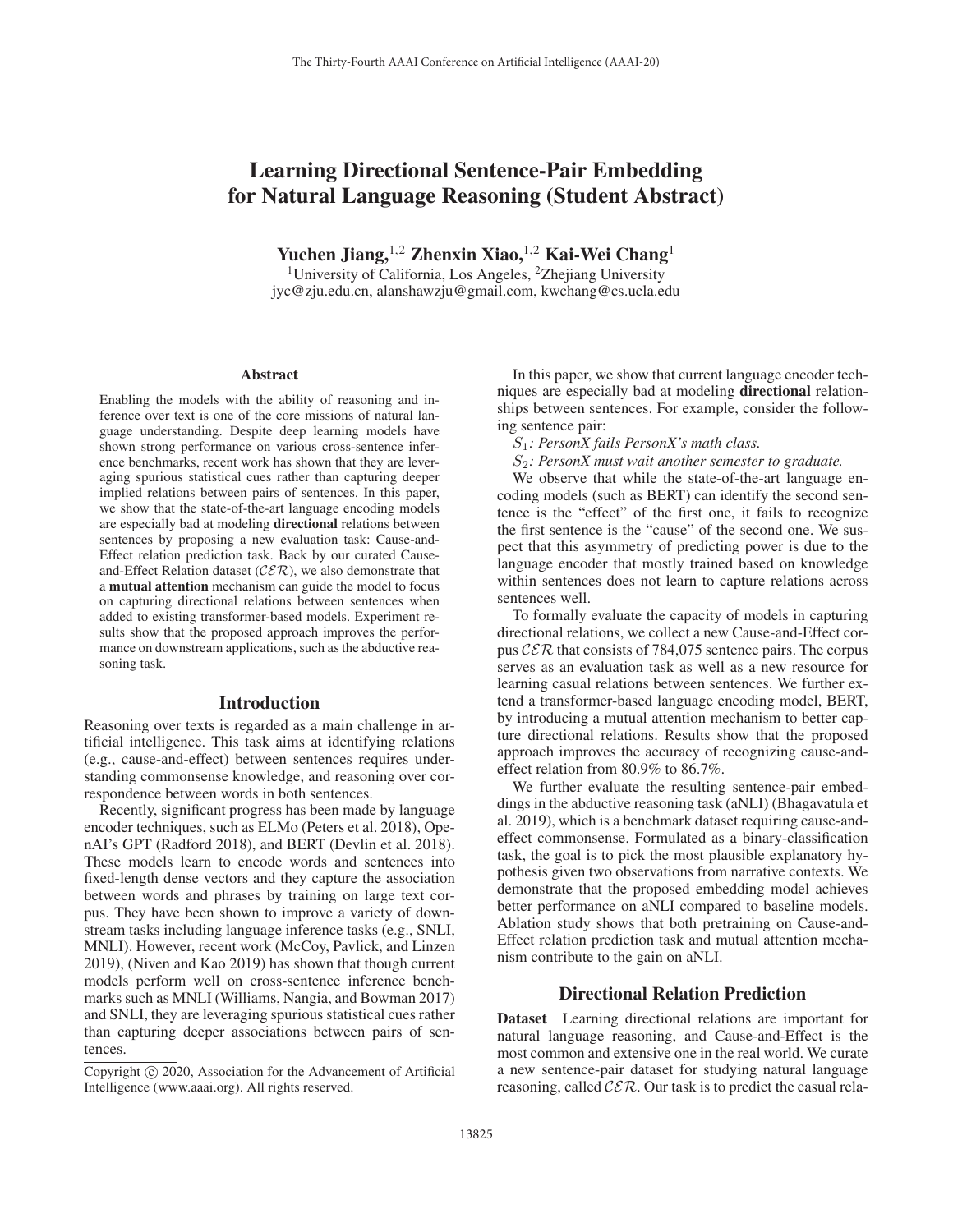# Learning Directional Sentence-Pair Embedding for Natural Language Reasoning (Student Abstract)

**Yuchen Jiang,[1,2] Zhenxin Xiao,[1,2] Kai-Wei Chang[1]**

[1]University of California, Los Angeles, [2]Zhejiang University
jyc@zju.edu.cn, alanshawzju@gmail.com, kwchang@cs.ucla.edu

## Abstract

Enabling the models with the ability of reasoning and inference over text is one of the core missions of natural language understanding. Despite deep learning models have shown strong performance on various cross-sentence inference benchmarks, recent work has shown that they are leveraging spurious statistical cues rather than capturing deeper implied relations between pairs of sentences. In this paper, we show that the state-of-the-art language encoding models are especially bad at modeling **directional** relations between sentences by proposing a new evaluation task: Cause-and-Effect relation prediction task. Back by our curated Cause-and-Effect Relation dataset ($\mathcal{CER}$), we also demonstrate that a **mutual attention** mechanism can guide the model to focus on capturing directional relations between sentences when added to existing transformer-based models. Experiment results show that the proposed approach improves the performance on downstream applications, such as the abductive reasoning task.

## Introduction

Reasoning over texts is regarded as a main challenge in artificial intelligence. This task aims at identifying relations (e.g., cause-and-effect) between sentences requires understanding commonsense knowledge, and reasoning over correspondence between words in both sentences.

Recently, significant progress has been made by language encoder techniques, such as ELMo (Peters et al. 2018), OpenAI's GPT (Radford 2018), and BERT (Devlin et al. 2018). These models learn to encode words and sentences into fixed-length dense vectors and they capture the association between words and phrases by training on large text corpus. They have been shown to improve a variety of downstream tasks including language inference tasks (e.g., SNLI, MNLI). However, recent work (McCoy, Pavlick, and Linzen 2019), (Niven and Kao 2019) has shown that though current models perform well on cross-sentence inference benchmarks such as MNLI (Williams, Nangia, and Bowman 2017) and SNLI, they are leveraging spurious statistical cues rather than capturing deeper associations between pairs of sentences.

In this paper, we show that current language encoder techniques are especially bad at modeling **directional** relationships between sentences. For example, consider the following sentence pair:

$S_1$: *PersonX fails PersonX's math class.*

$S_2$: *PersonX must wait another semester to graduate.*

We observe that while the state-of-the-art language encoding models (such as BERT) can identify the second sentence is the "effect" of the first one, it fails to recognize the first sentence is the "cause" of the second one. We suspect that this asymmetry of predicting power is due to the language encoder that mostly trained based on knowledge within sentences does not learn to capture relations across sentences well.

To formally evaluate the capacity of models in capturing directional relations, we collect a new Cause-and-Effect corpus $\mathcal{CER}$ that consists of 784,075 sentence pairs. The corpus serves as an evaluation task as well as a new resource for learning casual relations between sentences. We further extend a transformer-based language encoding model, BERT, by introducing a mutual attention mechanism to better capture directional relations. Results show that the proposed approach improves the accuracy of recognizing cause-and-effect relation from 80.9% to 86.7%.

We further evaluate the resulting sentence-pair embeddings in the abductive reasoning task (aNLI) (Bhagavatula et al. 2019), which is a benchmark dataset requiring cause-and-effect commonsense. Formulated as a binary-classification task, the goal is to pick the most plausible explanatory hypothesis given two observations from narrative contexts. We demonstrate that the proposed embedding model achieves better performance on aNLI compared to baseline models. Ablation study shows that both pretraining on Cause-and-Effect relation prediction task and mutual attention mechanism contribute to the gain on aNLI.

## Directional Relation Prediction

**Dataset** Learning directional relations are important for natural language reasoning, and Cause-and-Effect is the most common and extensive one in the real world. We curate a new sentence-pair dataset for studying natural language reasoning, called $\mathcal{CER}$. Our task is to predict the casual rela-

Copyright © 2020, Association for the Advancement of Artificial Intelligence (www.aaai.org). All rights reserved.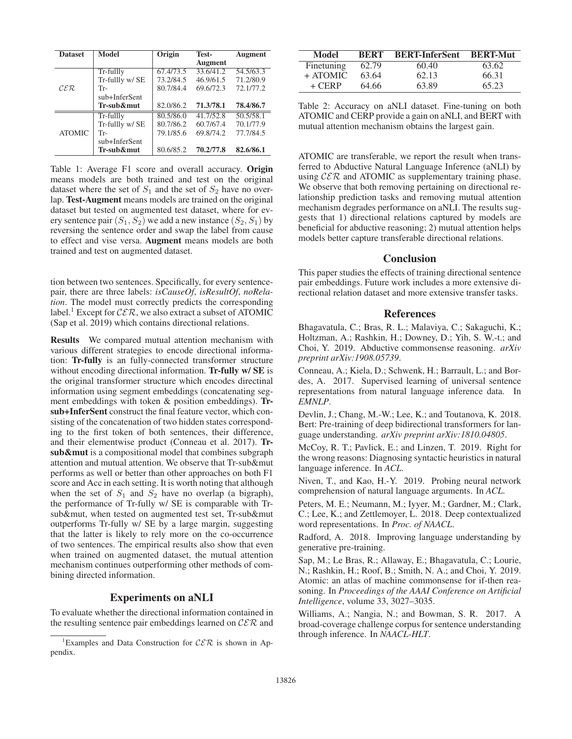| Dataset | Model | Origin | Test-Augment | Augment |
|---|---|---|---|---|
| $\mathcal{CER}$ | Tr-fullly | 67.4/73.5 | 33.6/41.2 | 54.5/63.3 |
| | Tr-fullly w/ SE | 73.2/84.5 | 46.9/61.5 | 71.2/80.9 |
| | Tr-sub+InferSent | 80.7/84.4 | 69.6/72.3 | 72.1/77.2 |
| | **Tr-sub&mut** | 82.0/86.2 | **71.3/78.1** | **78.4/86.7** |
| ATOMIC | Tr-fullly | 80.5/86.0 | 41.7/52.8 | 50.5/58.1 |
| | Tr-fullly w/ SE | 80.7/86.2 | 60.7/67.4 | 70.1/77.9 |
| | Tr-sub+InferSent | 79.1/85.6 | 69.8/74.2 | 77.7/84.5 |
| | **Tr-sub&mut** | 80.6/85.2 | **70.2/77.8** | **82.6/86.1** |

Table 1: Average F1 score and overall accuracy. **Origin** means models are both trained and test on the original dataset where the set of $S_1$ and the set of $S_2$ have no overlap. **Test-Augment** means models are trained on the original dataset but tested on augmented test dataset, where for every sentence pair $(S_1, S_2)$ we add a new instance $(S_2, S_1)$ by reversing the sentence order and swap the label from cause to effect and vise versa. **Augment** means models are both trained and test on augmented dataset.

tion between two sentences. Specifically, for every sentence-pair, there are three labels: *isCauseOf*, *isResultOf*, *noRelation*. The model must correctly predicts the corresponding label.[1] Except for $\mathcal{CER}$, we also extract a subset of ATOMIC (Sap et al. 2019) which contains directional relations.

**Results** We compared mutual attention mechanism with various different strategies to encode directional information: **Tr-fully** is an fully-connected transformer structure without encoding directional information. **Tr-fully w/ SE** is the original transformer structure which encodes directinal information using segment embeddings (concatenating segment embeddings with token & position embeddings). **Tr-sub+InferSent** construct the final feature vector, which consisting of the concatenation of two hidden states corresponding to the first token of both sentences, their difference, and their elementwise product (Conneau et al. 2017). **Tr-sub&mut** is a compositional model that combines subgraph attention and mutual attention. We observe that Tr-sub&mut performs as well or better than other approaches on both F1 score and Acc in each setting. It is worth noting that although when the set of $S_1$ and $S_2$ have no overlap (a bigraph), the performance of Tr-fully w/ SE is comparable with Tr-sub&mut, when tested on augmented test set, Tr-sub&mut outperforms Tr-fully w/ SE by a large margin, suggesting that the latter is likely to rely more on the co-occurrence of two sentences. The empirical results also show that even when trained on augmented dataset, the mutual attention mechanism continues outperforming other methods of combining directed information.

## Experiments on aNLI

To evaluate whether the directional information contained in the resulting sentence pair embeddings learned on $\mathcal{CER}$ and ATOMIC are transferable, we report the result when transferred to Abductive Natural Language Inference (aNLI) by using $\mathcal{CER}$ and ATOMIC as supplementary training phase. We observe that both removing pertaining on directional relationship prediction tasks and removing mutual attention mechanism degrades performance on aNLI. The results suggests that 1) directional relations captured by models are beneficial for abductive reasoning; 2) mutual attention helps models better capture transferable directional relations.

[1] Examples and Data Construction for $\mathcal{CER}$ is shown in Appendix.

| Model | BERT | BERT-InferSent | BERT-Mut |
|---|---|---|---|
| Finetuning | 62.79 | 60.40 | 63.62 |
| + ATOMIC | 63.64 | 62.13 | 66.31 |
| + CERP | 64.66 | 63.89 | 65.23 |

Table 2: Accuracy on aNLI dataset. Fine-tuning on both ATOMIC and CERP provide a gain on aNLI, and BERT with mutual attention mechanism obtains the largest gain.

## Conclusion

This paper studies the effects of training directional sentence pair embeddings. Future work includes a more extensive directional relation dataset and more extensive transfer tasks.

## References

Bhagavatula, C.; Bras, R. L.; Malaviya, C.; Sakaguchi, K.; Holtzman, A.; Rashkin, H.; Downey, D.; Yih, S. W.-t.; and Choi, Y. 2019. Abductive commonsense reasoning. *arXiv preprint arXiv:1908.05739*.

Conneau, A.; Kiela, D.; Schwenk, H.; Barrault, L.; and Bordes, A. 2017. Supervised learning of universal sentence representations from natural language inference data. In *EMNLP*.

Devlin, J.; Chang, M.-W.; Lee, K.; and Toutanova, K. 2018. Bert: Pre-training of deep bidirectional transformers for language understanding. *arXiv preprint arXiv:1810.04805*.

McCoy, R. T.; Pavlick, E.; and Linzen, T. 2019. Right for the wrong reasons: Diagnosing syntactic heuristics in natural language inference. In *ACL*.

Niven, T., and Kao, H.-Y. 2019. Probing neural network comprehension of natural language arguments. In *ACL*.

Peters, M. E.; Neumann, M.; Iyyer, M.; Gardner, M.; Clark, C.; Lee, K.; and Zettlemoyer, L. 2018. Deep contextualized word representations. In *Proc. of NAACL*.

Radford, A. 2018. Improving language understanding by generative pre-training.

Sap, M.; Le Bras, R.; Allaway, E.; Bhagavatula, C.; Lourie, N.; Rashkin, H.; Roof, B.; Smith, N. A.; and Choi, Y. 2019. Atomic: an atlas of machine commonsense for if-then reasoning. In *Proceedings of the AAAI Conference on Artificial Intelligence*, volume 33, 3027–3035.

Williams, A.; Nangia, N.; and Bowman, S. R. 2017. A broad-coverage challenge corpus for sentence understanding through inference. In *NAACL-HLT*.